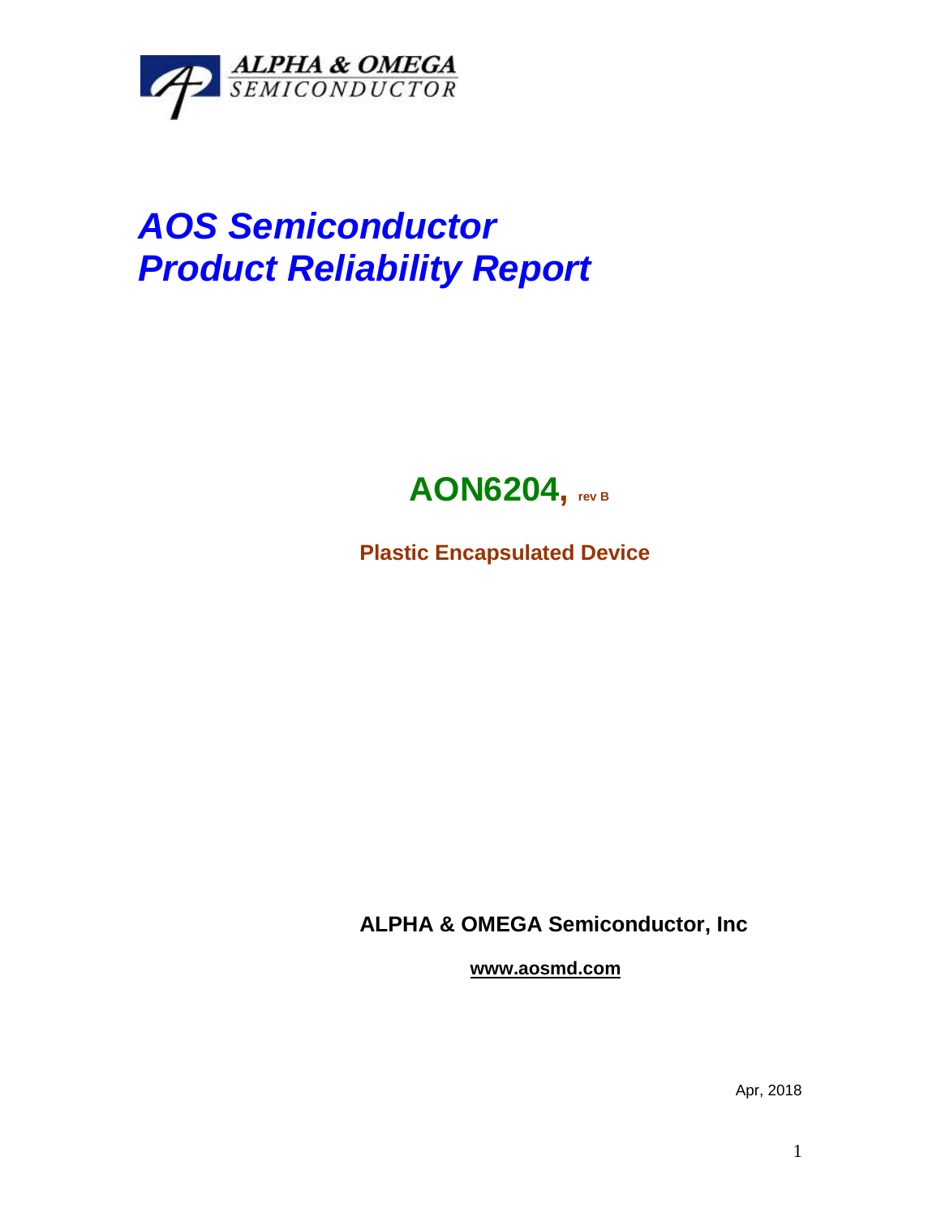ALPHA & OMEGA
SEMICONDUCTOR

# *AOS Semiconductor*
# *Product Reliability Report*

## AON6204, rev B

**Plastic Encapsulated Device**

**ALPHA & OMEGA Semiconductor, Inc**

**www.aosmd.com**

Apr, 2018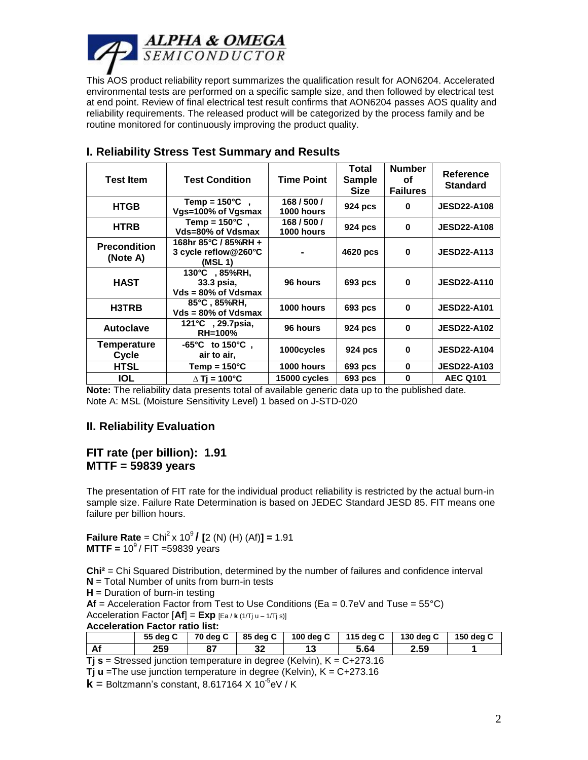This AOS product reliability report summarizes the qualification result for AON6204. Accelerated environmental tests are performed on a specific sample size, and then followed by electrical test at end point. Review of final electrical test result confirms that AON6204 passes AOS quality and reliability requirements. The released product will be categorized by the process family and be routine monitored for continuously improving the product quality.

## I. Reliability Stress Test Summary and Results

| Test Item | Test Condition | Time Point | Total Sample Size | Number of Failures | Reference Standard |
|---|---|---|---|---|---|
| **HTGB** | **Temp = 150°C , Vgs=100% of Vgsmax** | **168 / 500 / 1000 hours** | **924 pcs** | **0** | **JESD22-A108** |
| **HTRB** | **Temp = 150°C , Vds=80% of Vdsmax** | **168 / 500 / 1000 hours** | **924 pcs** | **0** | **JESD22-A108** |
| **Precondition (Note A)** | **168hr 85°C / 85%RH + 3 cycle reflow@260°C (MSL 1)** | **-** | **4620 pcs** | **0** | **JESD22-A113** |
| **HAST** | **130°C , 85%RH, 33.3 psia, Vds = 80% of Vdsmax** | **96 hours** | **693 pcs** | **0** | **JESD22-A110** |
| **H3TRB** | **85°C , 85%RH, Vds = 80% of Vdsmax** | **1000 hours** | **693 pcs** | **0** | **JESD22-A101** |
| **Autoclave** | **121°C , 29.7psia, RH=100%** | **96 hours** | **924 pcs** | **0** | **JESD22-A102** |
| **Temperature Cycle** | **-65°C to 150°C , air to air,** | **1000cycles** | **924 pcs** | **0** | **JESD22-A104** |
| **HTSL** | **Temp = 150°C** | **1000 hours** | **693 pcs** | **0** | **JESD22-A103** |
| **IOL** | **$\Delta$ Tj = 100°C** | **15000 cycles** | **693 pcs** | **0** | **AEC Q101** |

**Note:** The reliability data presents total of available generic data up to the published date.
Note A: MSL (Moisture Sensitivity Level) 1 based on J-STD-020

## II. Reliability Evaluation

### FIT rate (per billion): 1.91
### MTTF = 59839 years

The presentation of FIT rate for the individual product reliability is restricted by the actual burn-in sample size. Failure Rate Determination is based on JEDEC Standard JESD 85. FIT means one failure per billion hours.

**Failure Rate** = $\text{Chi}^2 \times 10^9$ **/ [**2 (N) (H) (Af)**] =** 1.91
**MTTF =** $10^9$ / FIT =59839 years

**Chi²** = Chi Squared Distribution, determined by the number of failures and confidence interval
**N** = Total Number of units from burn-in tests
**H** = Duration of burn-in testing
**Af** = Acceleration Factor from Test to Use Conditions (Ea = 0.7eV and Tuse = 55°C)
Acceleration Factor [**Af**] = **Exp** [Ea / **k** (1/Tj u – 1/Tj s)]

**Acceleration Factor ratio list:**

| | 55 deg C | 70 deg C | 85 deg C | 100 deg C | 115 deg C | 130 deg C | 150 deg C |
|---|---|---|---|---|---|---|---|
| **Af** | **259** | **87** | **32** | **13** | **5.64** | **2.59** | **1** |

**Tj s** = Stressed junction temperature in degree (Kelvin), K = C+273.16
**Tj u** =The use junction temperature in degree (Kelvin), K = C+273.16
**k** = Boltzmann's constant, 8.617164 X $10^{-5}$eV / K